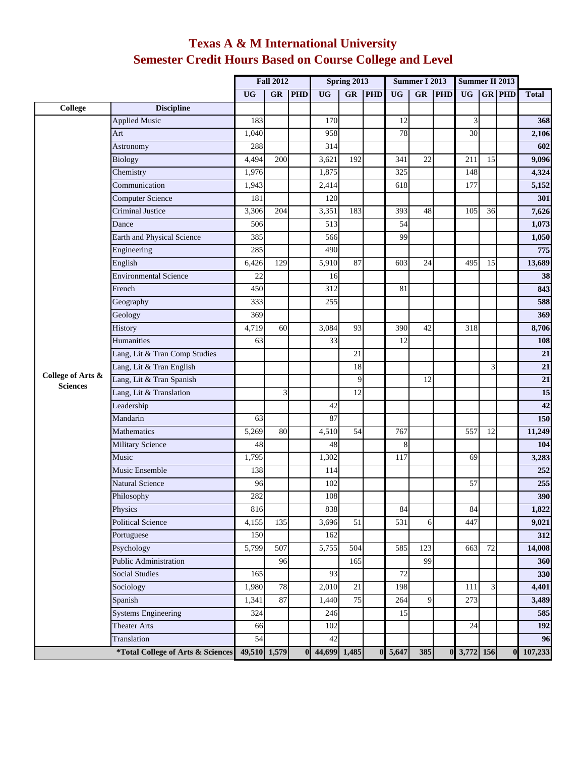# Texas A & M International University
## Semester Credit Hours Based on Course College and Level

| College | Discipline | Fall 2012 UG | Fall 2012 GR | Fall 2012 PHD | Spring 2013 UG | Spring 2013 GR | Spring 2013 PHD | Summer I 2013 UG | Summer I 2013 GR | Summer I 2013 PHD | Summer II 2013 UG | Summer II 2013 GR | Summer II 2013 PHD | Total |
|---|---|---|---|---|---|---|---|---|---|---|---|---|---|---|
| College of Arts & Sciences | Applied Music | 183 | | | 170 | | | 12 | | | 3 | | | **368** |
| | Art | 1,040 | | | 958 | | | 78 | | | 30 | | | **2,106** |
| | Astronomy | 288 | | | 314 | | | | | | | | | **602** |
| | Biology | 4,494 | 200 | | 3,621 | 192 | | 341 | 22 | | 211 | 15 | | **9,096** |
| | Chemistry | 1,976 | | | 1,875 | | | 325 | | | 148 | | | **4,324** |
| | Communication | 1,943 | | | 2,414 | | | 618 | | | 177 | | | **5,152** |
| | Computer Science | 181 | | | 120 | | | | | | | | | **301** |
| | Criminal Justice | 3,306 | 204 | | 3,351 | 183 | | 393 | 48 | | 105 | 36 | | **7,626** |
| | Dance | 506 | | | 513 | | | 54 | | | | | | **1,073** |
| | Earth and Physical Science | 385 | | | 566 | | | 99 | | | | | | **1,050** |
| | Engineering | 285 | | | 490 | | | | | | | | | **775** |
| | English | 6,426 | 129 | | 5,910 | 87 | | 603 | 24 | | 495 | 15 | | **13,689** |
| | Environmental Science | 22 | | | 16 | | | | | | | | | **38** |
| | French | 450 | | | 312 | | | 81 | | | | | | **843** |
| | Geography | 333 | | | 255 | | | | | | | | | **588** |
| | Geology | 369 | | | | | | | | | | | | **369** |
| | History | 4,719 | 60 | | 3,084 | 93 | | 390 | 42 | | 318 | | | **8,706** |
| | Humanities | 63 | | | 33 | | | 12 | | | | | | **108** |
| | Lang, Lit & Tran Comp Studies | | | | | 21 | | | | | | | | **21** |
| | Lang, Lit & Tran English | | | | | 18 | | | | | | 3 | | **21** |
| | Lang, Lit & Tran Spanish | | | | | 9 | | | 12 | | | | | **21** |
| | Lang, Lit & Translation | | 3 | | | 12 | | | | | | | | **15** |
| | Leadership | | | | 42 | | | | | | | | | **42** |
| | Mandarin | 63 | | | 87 | | | | | | | | | **150** |
| | Mathematics | 5,269 | 80 | | 4,510 | 54 | | 767 | | | 557 | 12 | | **11,249** |
| | Military Science | 48 | | | 48 | | | 8 | | | | | | **104** |
| | Music | 1,795 | | | 1,302 | | | 117 | | | 69 | | | **3,283** |
| | Music Ensemble | 138 | | | 114 | | | | | | | | | **252** |
| | Natural Science | 96 | | | 102 | | | | | | 57 | | | **255** |
| | Philosophy | 282 | | | 108 | | | | | | | | | **390** |
| | Physics | 816 | | | 838 | | | 84 | | | 84 | | | **1,822** |
| | Political Science | 4,155 | 135 | | 3,696 | 51 | | 531 | 6 | | 447 | | | **9,021** |
| | Portuguese | 150 | | | 162 | | | | | | | | | **312** |
| | Psychology | 5,799 | 507 | | 5,755 | 504 | | 585 | 123 | | 663 | 72 | | **14,008** |
| | Public Administration | | 96 | | | 165 | | | 99 | | | | | **360** |
| | Social Studies | 165 | | | 93 | | | 72 | | | | | | **330** |
| | Sociology | 1,980 | 78 | | 2,010 | 21 | | 198 | | | 111 | 3 | | **4,401** |
| | Spanish | 1,341 | 87 | | 1,440 | 75 | | 264 | 9 | | 273 | | | **3,489** |
| | Systems Engineering | 324 | | | 246 | | | 15 | | | | | | **585** |
| | Theater Arts | 66 | | | 102 | | | | | | 24 | | | **192** |
| | Translation | 54 | | | 42 | | | | | | | | | **96** |
| **\*Total College of Arts & Sciences** | | **49,510** | **1,579** | **0** | **44,699** | **1,485** | **0** | **5,647** | **385** | **0** | **3,772** | **156** | **0** | **107,233** |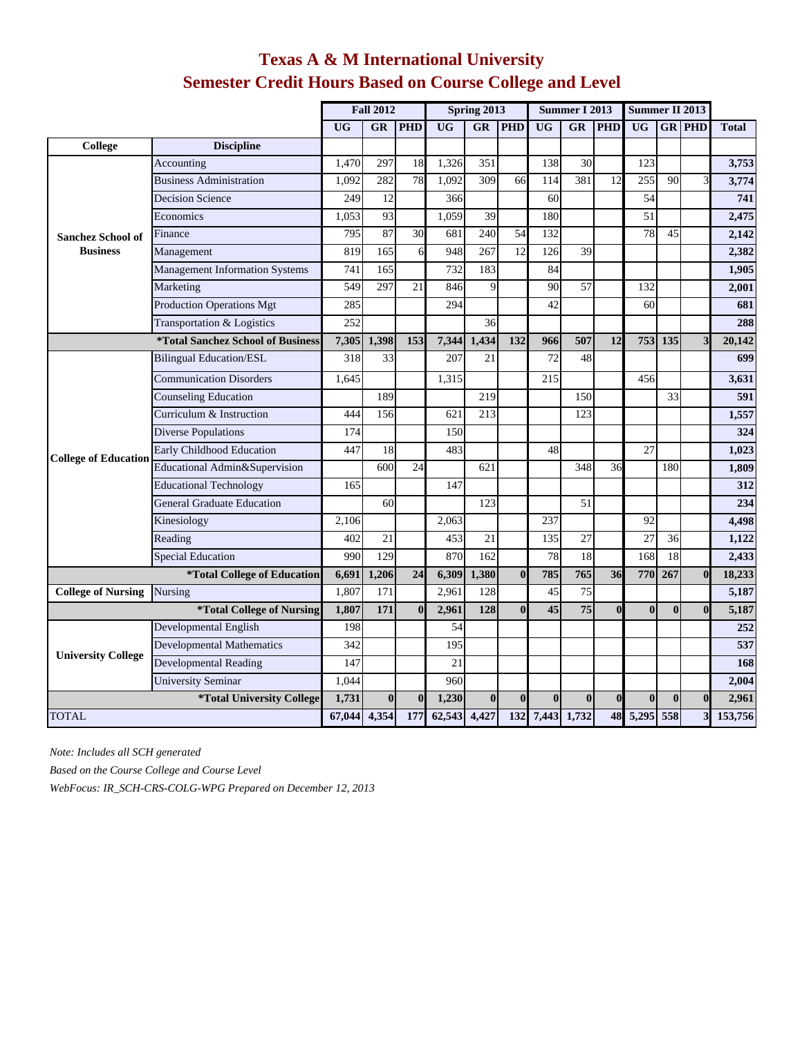# Texas A & M International University
## Semester Credit Hours Based on Course College and Level

| | | Fall 2012 | | | Spring 2013 | | | Summer I 2013 | | | Summer II 2013 | | | |
|---|---|---|---|---|---|---|---|---|---|---|---|---|---|---|
| | | UG | GR | PHD | UG | GR | PHD | UG | GR | PHD | UG | GR | PHD | Total |
| College | Discipline | | | | | | | | | | | | | |
| Sanchez School of Business | Accounting | 1,470 | 297 | 18 | 1,326 | 351 | | 138 | 30 | | 123 | | | 3,753 |
| | Business Administration | 1,092 | 282 | 78 | 1,092 | 309 | 66 | 114 | 381 | 12 | 255 | 90 | 3 | 3,774 |
| | Decision Science | 249 | 12 | | 366 | | | 60 | | | 54 | | | 741 |
| | Economics | 1,053 | 93 | | 1,059 | 39 | | 180 | | | 51 | | | 2,475 |
| | Finance | 795 | 87 | 30 | 681 | 240 | 54 | 132 | | | 78 | 45 | | 2,142 |
| | Management | 819 | 165 | 6 | 948 | 267 | 12 | 126 | 39 | | | | | 2,382 |
| | Management Information Systems | 741 | 165 | | 732 | 183 | | 84 | | | | | | 1,905 |
| | Marketing | 549 | 297 | 21 | 846 | 9 | | 90 | 57 | | 132 | | | 2,001 |
| | Production Operations Mgt | 285 | | | 294 | | | 42 | | | 60 | | | 681 |
| | Transportation & Logistics | 252 | | | | 36 | | | | | | | | 288 |
| | **\*Total Sanchez School of Business** | **7,305** | **1,398** | **153** | **7,344** | **1,434** | **132** | **966** | **507** | **12** | **753** | **135** | **3** | **20,142** |
| College of Education | Bilingual Education/ESL | 318 | 33 | | 207 | 21 | | 72 | 48 | | | | | 699 |
| | Communication Disorders | 1,645 | | | 1,315 | | | 215 | | | 456 | | | 3,631 |
| | Counseling Education | | 189 | | | 219 | | | 150 | | | 33 | | 591 |
| | Curriculum & Instruction | 444 | 156 | | 621 | 213 | | | 123 | | | | | 1,557 |
| | Diverse Populations | 174 | | | 150 | | | | | | | | | 324 |
| | Early Childhood Education | 447 | 18 | | 483 | | | 48 | | | 27 | | | 1,023 |
| | Educational Admin&Supervision | | 600 | 24 | | 621 | | | 348 | 36 | | 180 | | 1,809 |
| | Educational Technology | 165 | | | 147 | | | | | | | | | 312 |
| | General Graduate Education | | 60 | | | 123 | | | 51 | | | | | 234 |
| | Kinesiology | 2,106 | | | 2,063 | | | 237 | | | 92 | | | 4,498 |
| | Reading | 402 | 21 | | 453 | 21 | | 135 | 27 | | 27 | 36 | | 1,122 |
| | Special Education | 990 | 129 | | 870 | 162 | | 78 | 18 | | 168 | 18 | | 2,433 |
| | **\*Total College of Education** | **6,691** | **1,206** | **24** | **6,309** | **1,380** | **0** | **785** | **765** | **36** | **770** | **267** | **0** | **18,233** |
| College of Nursing | Nursing | 1,807 | 171 | | 2,961 | 128 | | 45 | 75 | | | | | 5,187 |
| | **\*Total College of Nursing** | **1,807** | **171** | **0** | **2,961** | **128** | **0** | **45** | **75** | **0** | **0** | **0** | **0** | **5,187** |
| University College | Developmental English | 198 | | | 54 | | | | | | | | | 252 |
| | Developmental Mathematics | 342 | | | 195 | | | | | | | | | 537 |
| | Developmental Reading | 147 | | | 21 | | | | | | | | | 168 |
| | University Seminar | 1,044 | | | 960 | | | | | | | | | 2,004 |
| | **\*Total University College** | **1,731** | **0** | **0** | **1,230** | **0** | **0** | **0** | **0** | **0** | **0** | **0** | **0** | **2,961** |
| TOTAL | | **67,044** | **4,354** | **177** | **62,543** | **4,427** | **132** | **7,443** | **1,732** | **48** | **5,295** | **558** | **3** | **153,756** |

*Note: Includes all SCH generated*

*Based on the Course College and Course Level*

*WebFocus: IR_SCH-CRS-COLG-WPG Prepared on December 12, 2013*